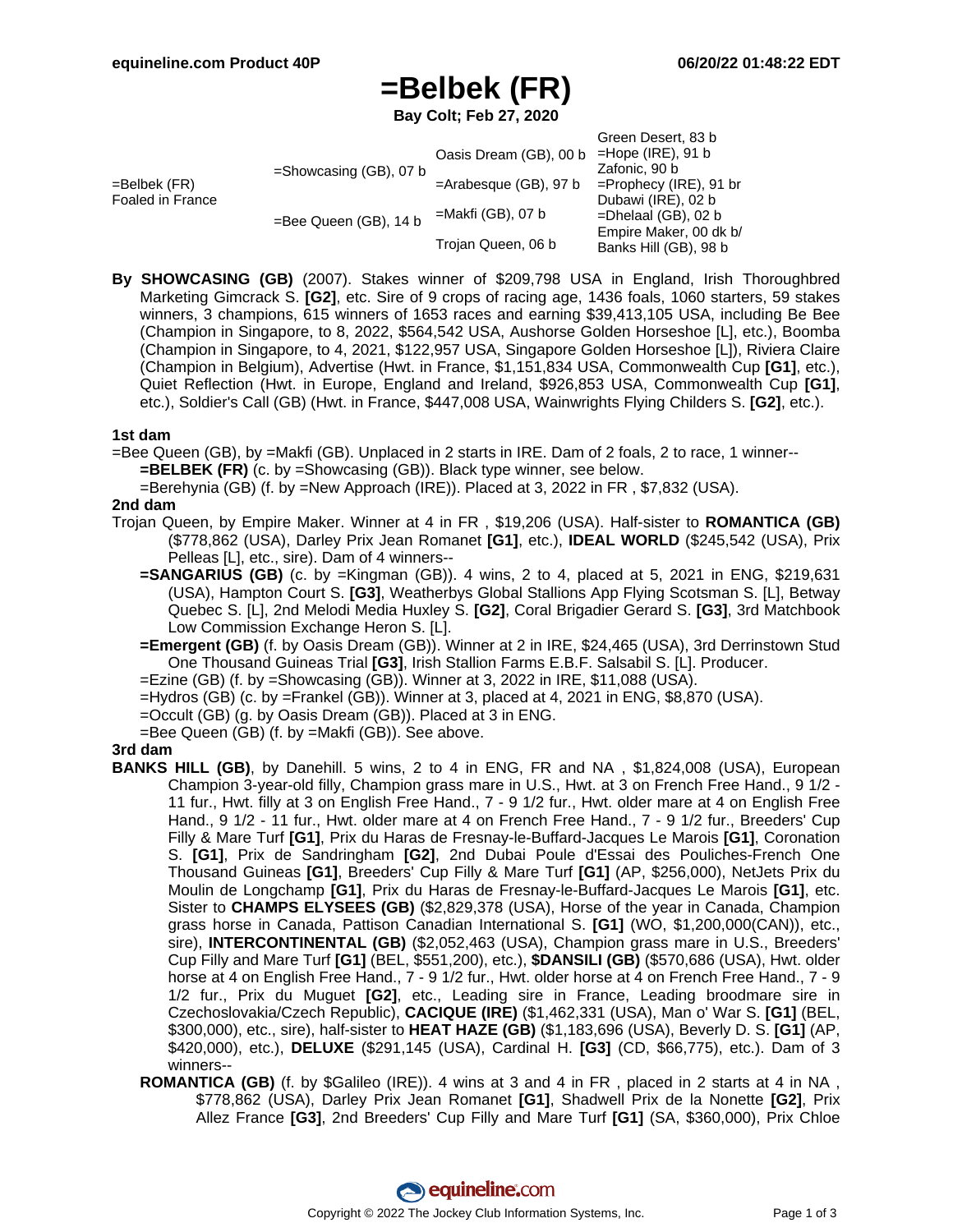# =Belbek (FR)

**Bay Colt; Feb 27, 2020**

| | | | |
|---|---|---|---|
| =Belbek (FR) Foaled in France | =Showcasing (GB), 07 b | Oasis Dream (GB), 00 b | Green Desert, 83 b |
| | | | =Hope (IRE), 91 b |
| | | =Arabesque (GB), 97 b | Zafonic, 90 b |
| | | | =Prophecy (IRE), 91 br |
| | =Bee Queen (GB), 14 b | =Makfi (GB), 07 b | Dubawi (IRE), 02 b |
| | | | =Dhelaal (GB), 02 b |
| | | Trojan Queen, 06 b | Empire Maker, 00 dk b/ |
| | | | Banks Hill (GB), 98 b |

**By SHOWCASING (GB)** (2007). Stakes winner of $209,798 USA in England, Irish Thoroughbred Marketing Gimcrack S. **[G2]**, etc. Sire of 9 crops of racing age, 1436 foals, 1060 starters, 59 stakes winners, 3 champions, 615 winners of 1653 races and earning $39,413,105 USA, including Be Bee (Champion in Singapore, to 8, 2022, $564,542 USA, Aushorse Golden Horseshoe [L], etc.), Boomba (Champion in Singapore, to 4, 2021, $122,957 USA, Singapore Golden Horseshoe [L]), Riviera Claire (Champion in Belgium), Advertise (Hwt. in France, $1,151,834 USA, Commonwealth Cup **[G1]**, etc.), Quiet Reflection (Hwt. in Europe, England and Ireland, $926,853 USA, Commonwealth Cup **[G1]**, etc.), Soldier's Call (GB) (Hwt. in France, $447,008 USA, Wainwrights Flying Childers S. **[G2]**, etc.).

### 1st dam

=Bee Queen (GB), by =Makfi (GB). Unplaced in 2 starts in IRE. Dam of 2 foals, 2 to race, 1 winner--

- **=BELBEK (FR)** (c. by =Showcasing (GB)). Black type winner, see below.
- =Berehynia (GB) (f. by =New Approach (IRE)). Placed at 3, 2022 in FR , $7,832 (USA).

### 2nd dam

Trojan Queen, by Empire Maker. Winner at 4 in FR , $19,206 (USA). Half-sister to **ROMANTICA (GB)** ($778,862 (USA), Darley Prix Jean Romanet **[G1]**, etc.), **IDEAL WORLD** ($245,542 (USA), Prix Pelleas [L], etc., sire). Dam of 4 winners--

- **=SANGARIUS (GB)** (c. by =Kingman (GB)). 4 wins, 2 to 4, placed at 5, 2021 in ENG, $219,631 (USA), Hampton Court S. **[G3]**, Weatherbys Global Stallions App Flying Scotsman S. [L], Betway Quebec S. [L], 2nd Melodi Media Huxley S. **[G2]**, Coral Brigadier Gerard S. **[G3]**, 3rd Matchbook Low Commission Exchange Heron S. [L].
- **=Emergent (GB)** (f. by Oasis Dream (GB)). Winner at 2 in IRE, $24,465 (USA), 3rd Derrinstown Stud One Thousand Guineas Trial **[G3]**, Irish Stallion Farms E.B.F. Salsabil S. [L]. Producer.
- =Ezine (GB) (f. by =Showcasing (GB)). Winner at 3, 2022 in IRE, $11,088 (USA).
- =Hydros (GB) (c. by =Frankel (GB)). Winner at 3, placed at 4, 2021 in ENG, $8,870 (USA).
- =Occult (GB) (g. by Oasis Dream (GB)). Placed at 3 in ENG.
- =Bee Queen (GB) (f. by =Makfi (GB)). See above.

### 3rd dam

**BANKS HILL (GB)**, by Danehill. 5 wins, 2 to 4 in ENG, FR and NA , $1,824,008 (USA), European Champion 3-year-old filly, Champion grass mare in U.S., Hwt. at 3 on French Free Hand., 9 1/2 - 11 fur., Hwt. filly at 3 on English Free Hand., 7 - 9 1/2 fur., Hwt. older mare at 4 on English Free Hand., 9 1/2 - 11 fur., Hwt. older mare at 4 on French Free Hand., 7 - 9 1/2 fur., Breeders' Cup Filly & Mare Turf **[G1]**, Prix du Haras de Fresnay-le-Buffard-Jacques Le Marois **[G1]**, Coronation S. **[G1]**, Prix de Sandringham **[G2]**, 2nd Dubai Poule d'Essai des Pouliches-French One Thousand Guineas **[G1]**, Breeders' Cup Filly & Mare Turf **[G1]** (AP, $256,000), NetJets Prix du Moulin de Longchamp **[G1]**, Prix du Haras de Fresnay-le-Buffard-Jacques Le Marois **[G1]**, etc. Sister to **CHAMPS ELYSEES (GB)** ($2,829,378 (USA), Horse of the year in Canada, Champion grass horse in Canada, Pattison Canadian International S. **[G1]** (WO, $1,200,000(CAN)), etc., sire), **INTERCONTINENTAL (GB)** ($2,052,463 (USA), Champion grass mare in U.S., Breeders' Cup Filly and Mare Turf **[G1]** (BEL, $551,200), etc.), **$DANSILI (GB)** ($570,686 (USA), Hwt. older horse at 4 on English Free Hand., 7 - 9 1/2 fur., Hwt. older horse at 4 on French Free Hand., 7 - 9 1/2 fur., Prix du Muguet **[G2]**, etc., Leading sire in France, Leading broodmare sire in Czechoslovakia/Czech Republic), **CACIQUE (IRE)** ($1,462,331 (USA), Man o' War S. **[G1]** (BEL, $300,000), etc., sire), half-sister to **HEAT HAZE (GB)** ($1,183,696 (USA), Beverly D. S. **[G1]** (AP, $420,000), etc.), **DELUXE** ($291,145 (USA), Cardinal H. **[G3]** (CD, $66,775), etc.). Dam of 3 winners--

- **ROMANTICA (GB)** (f. by $Galileo (IRE)). 4 wins at 3 and 4 in FR , placed in 2 starts at 4 in NA , $778,862 (USA), Darley Prix Jean Romanet **[G1]**, Shadwell Prix de la Nonette **[G2]**, Prix Allez France **[G3]**, 2nd Breeders' Cup Filly and Mare Turf **[G1]** (SA, $360,000), Prix Chloe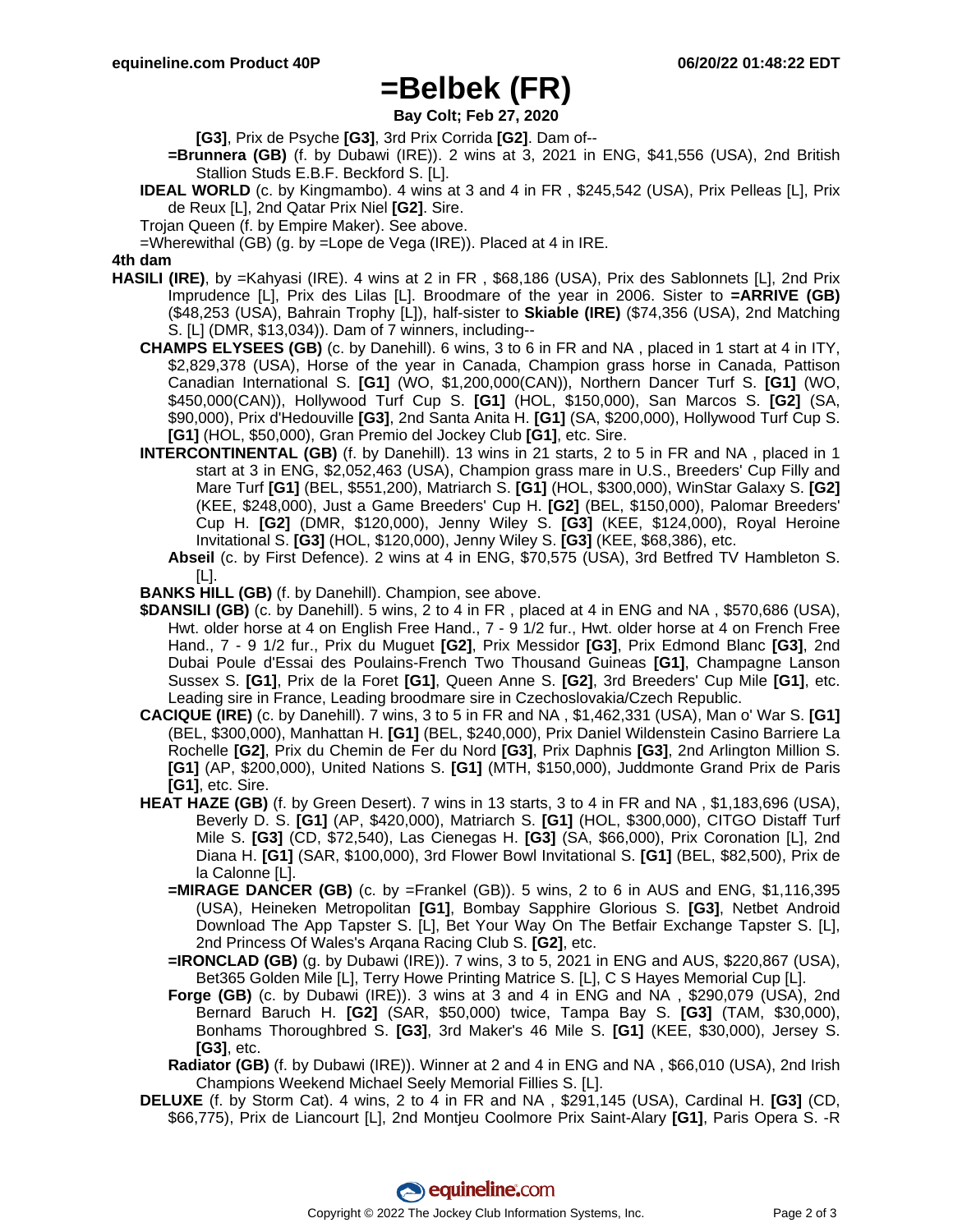# =Belbek (FR)

**Bay Colt; Feb 27, 2020**

**[G3]**, Prix de Psyche **[G3]**, 3rd Prix Corrida **[G2]**. Dam of--

**=Brunnera (GB)** (f. by Dubawi (IRE)). 2 wins at 3, 2021 in ENG, $41,556 (USA), 2nd British Stallion Studs E.B.F. Beckford S. [L].

**IDEAL WORLD** (c. by Kingmambo). 4 wins at 3 and 4 in FR , $245,542 (USA), Prix Pelleas [L], Prix de Reux [L], 2nd Qatar Prix Niel **[G2]**. Sire.

Trojan Queen (f. by Empire Maker). See above.

=Wherewithal (GB) (g. by =Lope de Vega (IRE)). Placed at 4 in IRE.

**4th dam**

**HASILI (IRE)**, by =Kahyasi (IRE). 4 wins at 2 in FR , $68,186 (USA), Prix des Sablonnets [L], 2nd Prix Imprudence [L], Prix des Lilas [L]. Broodmare of the year in 2006. Sister to **=ARRIVE (GB)** ($48,253 (USA), Bahrain Trophy [L]), half-sister to **Skiable (IRE)** ($74,356 (USA), 2nd Matching S. [L] (DMR, $13,034)). Dam of 7 winners, including--

**CHAMPS ELYSEES (GB)** (c. by Danehill). 6 wins, 3 to 6 in FR and NA , placed in 1 start at 4 in ITY, $2,829,378 (USA), Horse of the year in Canada, Champion grass horse in Canada, Pattison Canadian International S. **[G1]** (WO, $1,200,000(CAN)), Northern Dancer Turf S. **[G1]** (WO, $450,000(CAN)), Hollywood Turf Cup S. **[G1]** (HOL, $150,000), San Marcos S. **[G2]** (SA, $90,000), Prix d'Hedouville **[G3]**, 2nd Santa Anita H. **[G1]** (SA, $200,000), Hollywood Turf Cup S. **[G1]** (HOL, $50,000), Gran Premio del Jockey Club **[G1]**, etc. Sire.

**INTERCONTINENTAL (GB)** (f. by Danehill). 13 wins in 21 starts, 2 to 5 in FR and NA , placed in 1 start at 3 in ENG, $2,052,463 (USA), Champion grass mare in U.S., Breeders' Cup Filly and Mare Turf **[G1]** (BEL, $551,200), Matriarch S. **[G1]** (HOL, $300,000), WinStar Galaxy S. **[G2]** (KEE, $248,000), Just a Game Breeders' Cup H. **[G2]** (BEL, $150,000), Palomar Breeders' Cup H. **[G2]** (DMR, $120,000), Jenny Wiley S. **[G3]** (KEE, $124,000), Royal Heroine Invitational S. **[G3]** (HOL, $120,000), Jenny Wiley S. **[G3]** (KEE, $68,386), etc.

**Abseil** (c. by First Defence). 2 wins at 4 in ENG, $70,575 (USA), 3rd Betfred TV Hambleton S. [L].

**BANKS HILL (GB)** (f. by Danehill). Champion, see above.

**$DANSILI (GB)** (c. by Danehill). 5 wins, 2 to 4 in FR , placed at 4 in ENG and NA , $570,686 (USA), Hwt. older horse at 4 on English Free Hand., 7 - 9 1/2 fur., Hwt. older horse at 4 on French Free Hand., 7 - 9 1/2 fur., Prix du Muguet **[G2]**, Prix Messidor **[G3]**, Prix Edmond Blanc **[G3]**, 2nd Dubai Poule d'Essai des Poulains-French Two Thousand Guineas **[G1]**, Champagne Lanson Sussex S. **[G1]**, Prix de la Foret **[G1]**, Queen Anne S. **[G2]**, 3rd Breeders' Cup Mile **[G1]**, etc. Leading sire in France, Leading broodmare sire in Czechoslovakia/Czech Republic.

**CACIQUE (IRE)** (c. by Danehill). 7 wins, 3 to 5 in FR and NA , $1,462,331 (USA), Man o' War S. **[G1]** (BEL, $300,000), Manhattan H. **[G1]** (BEL, $240,000), Prix Daniel Wildenstein Casino Barriere La Rochelle **[G2]**, Prix du Chemin de Fer du Nord **[G3]**, Prix Daphnis **[G3]**, 2nd Arlington Million S. **[G1]** (AP, $200,000), United Nations S. **[G1]** (MTH, $150,000), Juddmonte Grand Prix de Paris **[G1]**, etc. Sire.

**HEAT HAZE (GB)** (f. by Green Desert). 7 wins in 13 starts, 3 to 4 in FR and NA , $1,183,696 (USA), Beverly D. S. **[G1]** (AP, $420,000), Matriarch S. **[G1]** (HOL, $300,000), CITGO Distaff Turf Mile S. **[G3]** (CD, $72,540), Las Cienegas H. **[G3]** (SA, $66,000), Prix Coronation [L], 2nd Diana H. **[G1]** (SAR, $100,000), 3rd Flower Bowl Invitational S. **[G1]** (BEL, $82,500), Prix de la Calonne [L].

**=MIRAGE DANCER (GB)** (c. by =Frankel (GB)). 5 wins, 2 to 6 in AUS and ENG, $1,116,395 (USA), Heineken Metropolitan **[G1]**, Bombay Sapphire Glorious S. **[G3]**, Netbet Android Download The App Tapster S. [L], Bet Your Way On The Betfair Exchange Tapster S. [L], 2nd Princess Of Wales's Arqana Racing Club S. **[G2]**, etc.

**=IRONCLAD (GB)** (g. by Dubawi (IRE)). 7 wins, 3 to 5, 2021 in ENG and AUS, $220,867 (USA), Bet365 Golden Mile [L], Terry Howe Printing Matrice S. [L], C S Hayes Memorial Cup [L].

**Forge (GB)** (c. by Dubawi (IRE)). 3 wins at 3 and 4 in ENG and NA , $290,079 (USA), 2nd Bernard Baruch H. **[G2]** (SAR, $50,000) twice, Tampa Bay S. **[G3]** (TAM, $30,000), Bonhams Thoroughbred S. **[G3]**, 3rd Maker's 46 Mile S. **[G1]** (KEE, $30,000), Jersey S. **[G3]**, etc.

**Radiator (GB)** (f. by Dubawi (IRE)). Winner at 2 and 4 in ENG and NA , $66,010 (USA), 2nd Irish Champions Weekend Michael Seely Memorial Fillies S. [L].

**DELUXE** (f. by Storm Cat). 4 wins, 2 to 4 in FR and NA , $291,145 (USA), Cardinal H. **[G3]** (CD, $66,775), Prix de Liancourt [L], 2nd Montjeu Coolmore Prix Saint-Alary **[G1]**, Paris Opera S. -R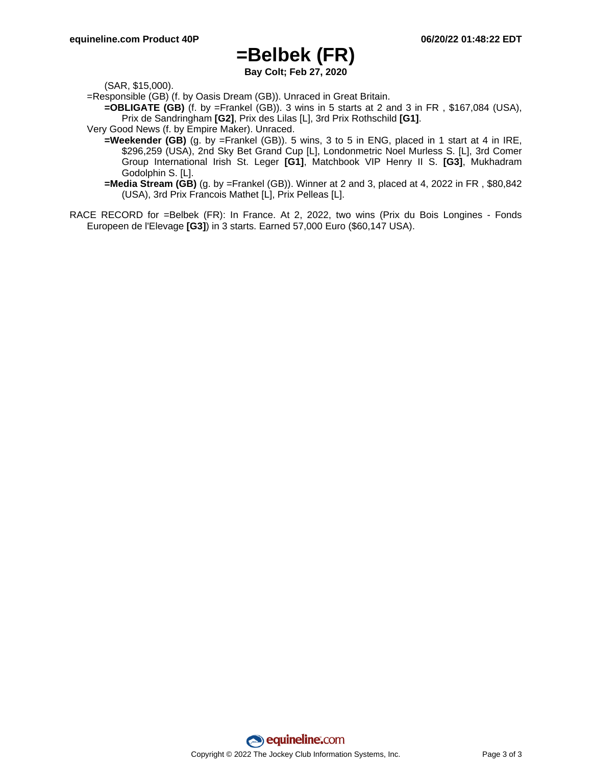# =Belbek (FR)

**Bay Colt; Feb 27, 2020**

(SAR, $15,000).

=Responsible (GB) (f. by Oasis Dream (GB)). Unraced in Great Britain.

**=OBLIGATE (GB)** (f. by =Frankel (GB)). 3 wins in 5 starts at 2 and 3 in FR , $167,084 (USA), Prix de Sandringham **[G2]**, Prix des Lilas [L], 3rd Prix Rothschild **[G1]**.

Very Good News (f. by Empire Maker). Unraced.

**=Weekender (GB)** (g. by =Frankel (GB)). 5 wins, 3 to 5 in ENG, placed in 1 start at 4 in IRE, $296,259 (USA), 2nd Sky Bet Grand Cup [L], Londonmetric Noel Murless S. [L], 3rd Comer Group International Irish St. Leger **[G1]**, Matchbook VIP Henry II S. **[G3]**, Mukhadram Godolphin S. [L].

**=Media Stream (GB)** (g. by =Frankel (GB)). Winner at 2 and 3, placed at 4, 2022 in FR , $80,842 (USA), 3rd Prix Francois Mathet [L], Prix Pelleas [L].

RACE RECORD for =Belbek (FR): In France. At 2, 2022, two wins (Prix du Bois Longines - Fonds Europeen de l'Elevage **[G3]**) in 3 starts. Earned 57,000 Euro ($60,147 USA).